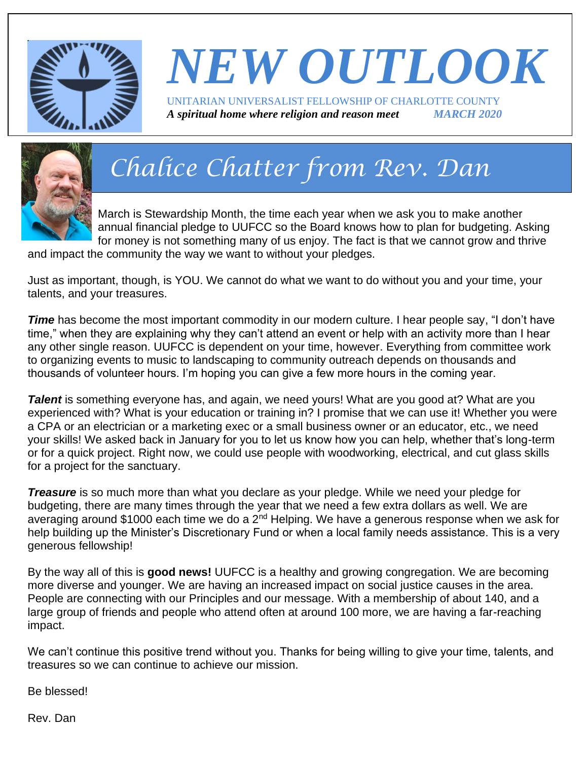# NEW OUTLOOK

UNITARIAN UNIVERSALIST FELLOWSHIP OF CHARLOTTE COUNTY

***A spiritual home where religion and reason meet*** ***MARCH 2020***

## Chalice Chatter from Rev. Dan

March is Stewardship Month, the time each year when we ask you to make another annual financial pledge to UUFCC so the Board knows how to plan for budgeting. Asking for money is not something many of us enjoy. The fact is that we cannot grow and thrive and impact the community the way we want to without your pledges.

Just as important, though, is YOU. We cannot do what we want to do without you and your time, your talents, and your treasures.

***Time*** has become the most important commodity in our modern culture. I hear people say, "I don't have time," when they are explaining why they can't attend an event or help with an activity more than I hear any other single reason. UUFCC is dependent on your time, however. Everything from committee work to organizing events to music to landscaping to community outreach depends on thousands and thousands of volunteer hours. I'm hoping you can give a few more hours in the coming year.

***Talent*** is something everyone has, and again, we need yours! What are you good at? What are you experienced with? What is your education or training in? I promise that we can use it! Whether you were a CPA or an electrician or a marketing exec or a small business owner or an educator, etc., we need your skills! We asked back in January for you to let us know how you can help, whether that's long-term or for a quick project. Right now, we could use people with woodworking, electrical, and cut glass skills for a project for the sanctuary.

***Treasure*** is so much more than what you declare as your pledge. While we need your pledge for budgeting, there are many times through the year that we need a few extra dollars as well. We are averaging around $1000 each time we do a 2nd Helping. We have a generous response when we ask for help building up the Minister's Discretionary Fund or when a local family needs assistance. This is a very generous fellowship!

By the way all of this is **good news!** UUFCC is a healthy and growing congregation. We are becoming more diverse and younger. We are having an increased impact on social justice causes in the area. People are connecting with our Principles and our message. With a membership of about 140, and a large group of friends and people who attend often at around 100 more, we are having a far-reaching impact.

We can't continue this positive trend without you. Thanks for being willing to give your time, talents, and treasures so we can continue to achieve our mission.

Be blessed!

Rev. Dan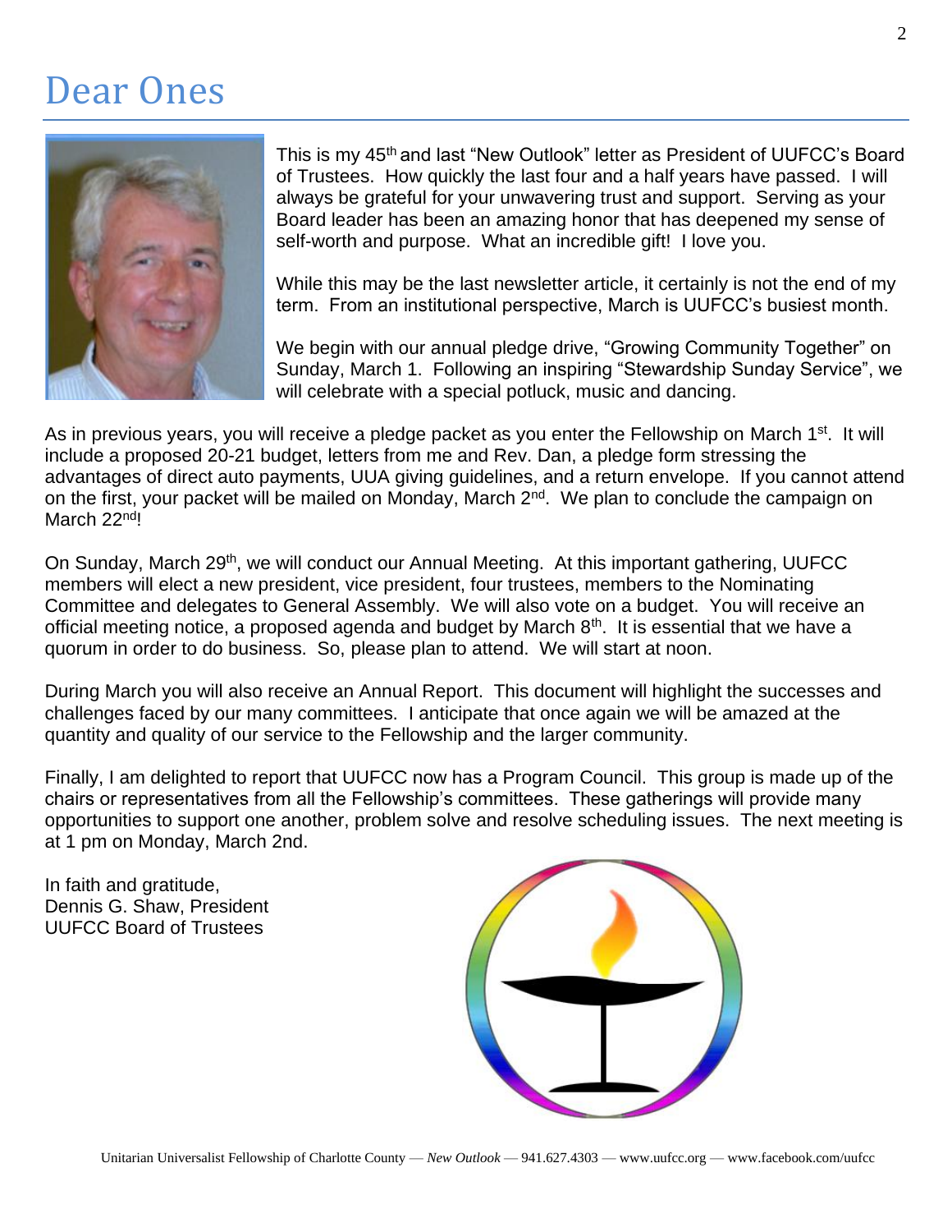# Dear Ones

This is my 45th and last "New Outlook" letter as President of UUFCC's Board of Trustees. How quickly the last four and a half years have passed. I will always be grateful for your unwavering trust and support. Serving as your Board leader has been an amazing honor that has deepened my sense of self-worth and purpose. What an incredible gift! I love you.

While this may be the last newsletter article, it certainly is not the end of my term. From an institutional perspective, March is UUFCC's busiest month.

We begin with our annual pledge drive, "Growing Community Together" on Sunday, March 1. Following an inspiring "Stewardship Sunday Service", we will celebrate with a special potluck, music and dancing.

As in previous years, you will receive a pledge packet as you enter the Fellowship on March 1st. It will include a proposed 20-21 budget, letters from me and Rev. Dan, a pledge form stressing the advantages of direct auto payments, UUA giving guidelines, and a return envelope. If you cannot attend on the first, your packet will be mailed on Monday, March 2nd. We plan to conclude the campaign on March 22nd!

On Sunday, March 29th, we will conduct our Annual Meeting. At this important gathering, UUFCC members will elect a new president, vice president, four trustees, members to the Nominating Committee and delegates to General Assembly. We will also vote on a budget. You will receive an official meeting notice, a proposed agenda and budget by March 8th. It is essential that we have a quorum in order to do business. So, please plan to attend. We will start at noon.

During March you will also receive an Annual Report. This document will highlight the successes and challenges faced by our many committees. I anticipate that once again we will be amazed at the quantity and quality of our service to the Fellowship and the larger community.

Finally, I am delighted to report that UUFCC now has a Program Council. This group is made up of the chairs or representatives from all the Fellowship's committees. These gatherings will provide many opportunities to support one another, problem solve and resolve scheduling issues. The next meeting is at 1 pm on Monday, March 2nd.

In faith and gratitude,
Dennis G. Shaw, President
UUFCC Board of Trustees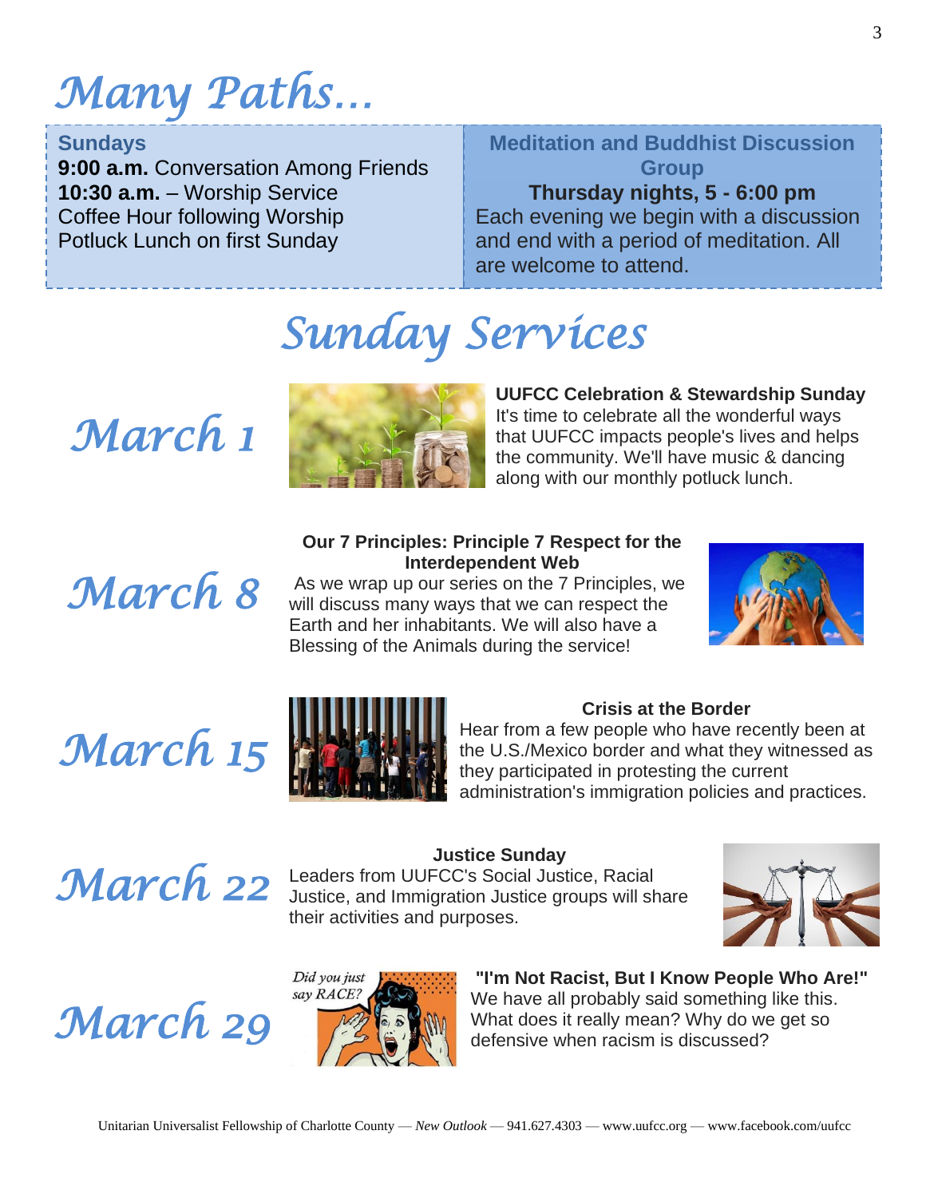# Many Paths…

**Sundays**
**9:00 a.m.** Conversation Among Friends
**10:30 a.m.** – Worship Service
Coffee Hour following Worship
Potluck Lunch on first Sunday

**Meditation and Buddhist Discussion Group**
**Thursday nights, 5 - 6:00 pm**
Each evening we begin with a discussion and end with a period of meditation. All are welcome to attend.

# Sunday Services

## March 1

**UUFCC Celebration & Stewardship Sunday**
It's time to celebrate all the wonderful ways that UUFCC impacts people's lives and helps the community. We'll have music & dancing along with our monthly potluck lunch.

## March 8

**Our 7 Principles: Principle 7 Respect for the Interdependent Web**
As we wrap up our series on the 7 Principles, we will discuss many ways that we can respect the Earth and her inhabitants. We will also have a Blessing of the Animals during the service!

## March 15

**Crisis at the Border**
Hear from a few people who have recently been at the U.S./Mexico border and what they witnessed as they participated in protesting the current administration's immigration policies and practices.

## March 22

**Justice Sunday**
Leaders from UUFCC's Social Justice, Racial Justice, and Immigration Justice groups will share their activities and purposes.

## March 29

**"I'm Not Racist, But I Know People Who Are!"**
We have all probably said something like this. What does it really mean? Why do we get so defensive when racism is discussed?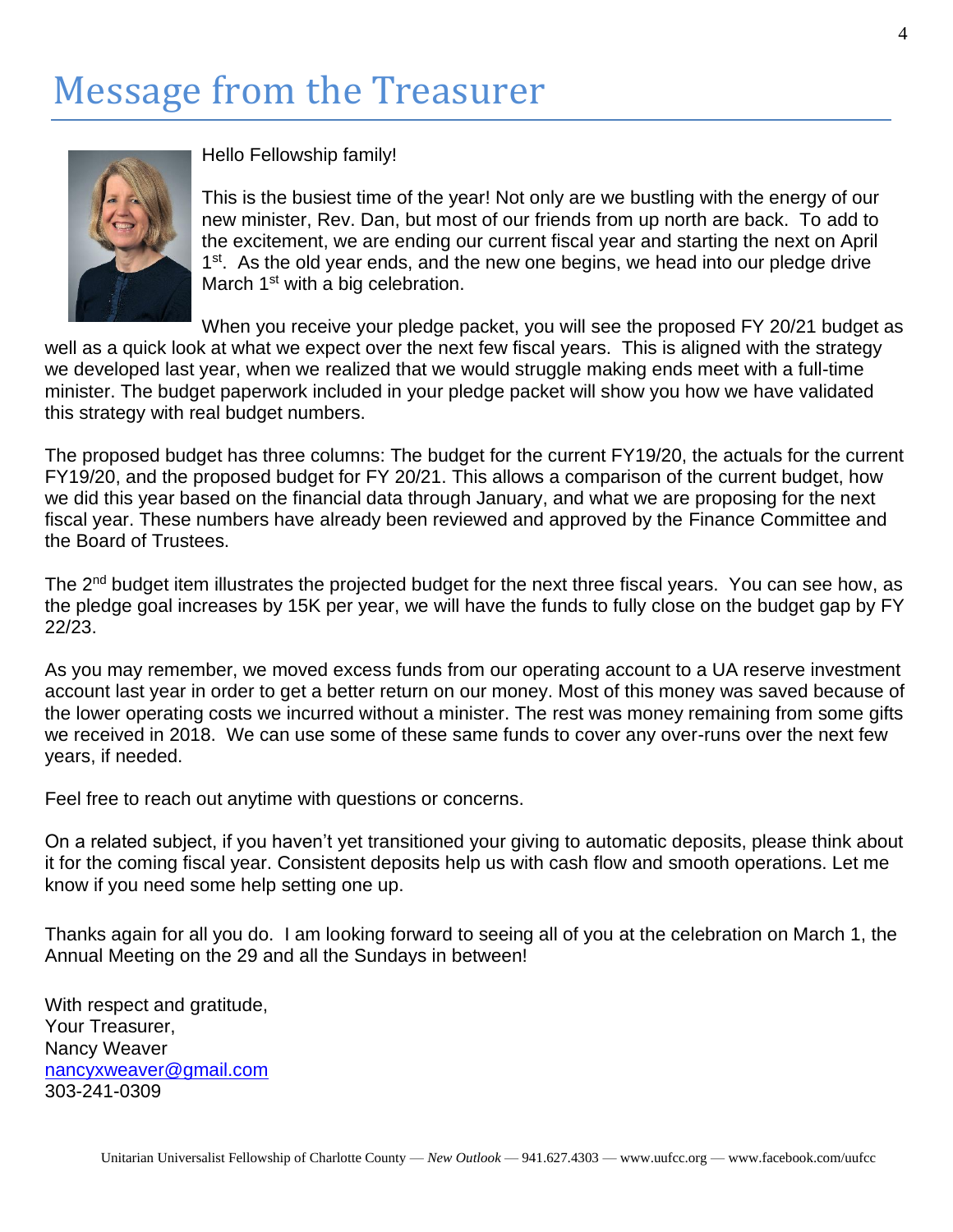# Message from the Treasurer

Hello Fellowship family!

This is the busiest time of the year! Not only are we bustling with the energy of our new minister, Rev. Dan, but most of our friends from up north are back. To add to the excitement, we are ending our current fiscal year and starting the next on April 1st. As the old year ends, and the new one begins, we head into our pledge drive March 1st with a big celebration.

When you receive your pledge packet, you will see the proposed FY 20/21 budget as well as a quick look at what we expect over the next few fiscal years. This is aligned with the strategy we developed last year, when we realized that we would struggle making ends meet with a full-time minister. The budget paperwork included in your pledge packet will show you how we have validated this strategy with real budget numbers.

The proposed budget has three columns: The budget for the current FY19/20, the actuals for the current FY19/20, and the proposed budget for FY 20/21. This allows a comparison of the current budget, how we did this year based on the financial data through January, and what we are proposing for the next fiscal year. These numbers have already been reviewed and approved by the Finance Committee and the Board of Trustees.

The 2nd budget item illustrates the projected budget for the next three fiscal years. You can see how, as the pledge goal increases by 15K per year, we will have the funds to fully close on the budget gap by FY 22/23.

As you may remember, we moved excess funds from our operating account to a UA reserve investment account last year in order to get a better return on our money. Most of this money was saved because of the lower operating costs we incurred without a minister. The rest was money remaining from some gifts we received in 2018. We can use some of these same funds to cover any over-runs over the next few years, if needed.

Feel free to reach out anytime with questions or concerns.

On a related subject, if you haven't yet transitioned your giving to automatic deposits, please think about it for the coming fiscal year. Consistent deposits help us with cash flow and smooth operations. Let me know if you need some help setting one up.

Thanks again for all you do. I am looking forward to seeing all of you at the celebration on March 1, the Annual Meeting on the 29 and all the Sundays in between!

With respect and gratitude,  
Your Treasurer,  
Nancy Weaver  
nancyxweaver@gmail.com  
303-241-0309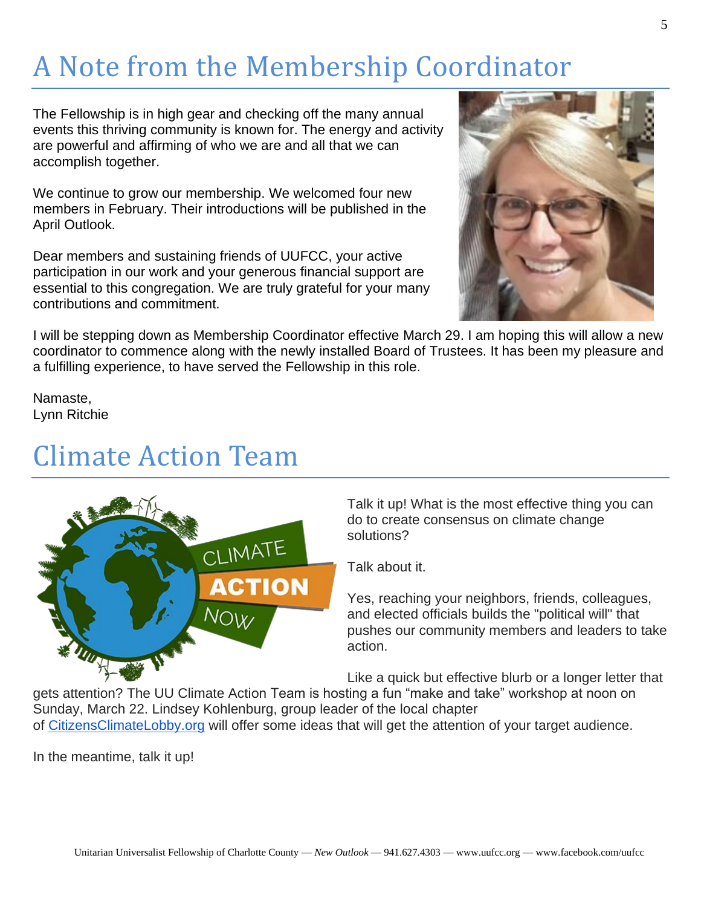# A Note from the Membership Coordinator

The Fellowship is in high gear and checking off the many annual events this thriving community is known for. The energy and activity are powerful and affirming of who we are and all that we can accomplish together.

We continue to grow our membership. We welcomed four new members in February. Their introductions will be published in the April Outlook.

Dear members and sustaining friends of UUFCC, your active participation in our work and your generous financial support are essential to this congregation. We are truly grateful for your many contributions and commitment.

I will be stepping down as Membership Coordinator effective March 29. I am hoping this will allow a new coordinator to commence along with the newly installed Board of Trustees. It has been my pleasure and a fulfilling experience, to have served the Fellowship in this role.

Namaste,
Lynn Ritchie

# Climate Action Team

Talk it up! What is the most effective thing you can do to create consensus on climate change solutions?

Talk about it.

Yes, reaching your neighbors, friends, colleagues, and elected officials builds the "political will" that pushes our community members and leaders to take action.

Like a quick but effective blurb or a longer letter that gets attention? The UU Climate Action Team is hosting a fun "make and take" workshop at noon on Sunday, March 22. Lindsey Kohlenburg, group leader of the local chapter of CitizensClimateLobby.org will offer some ideas that will get the attention of your target audience.

In the meantime, talk it up!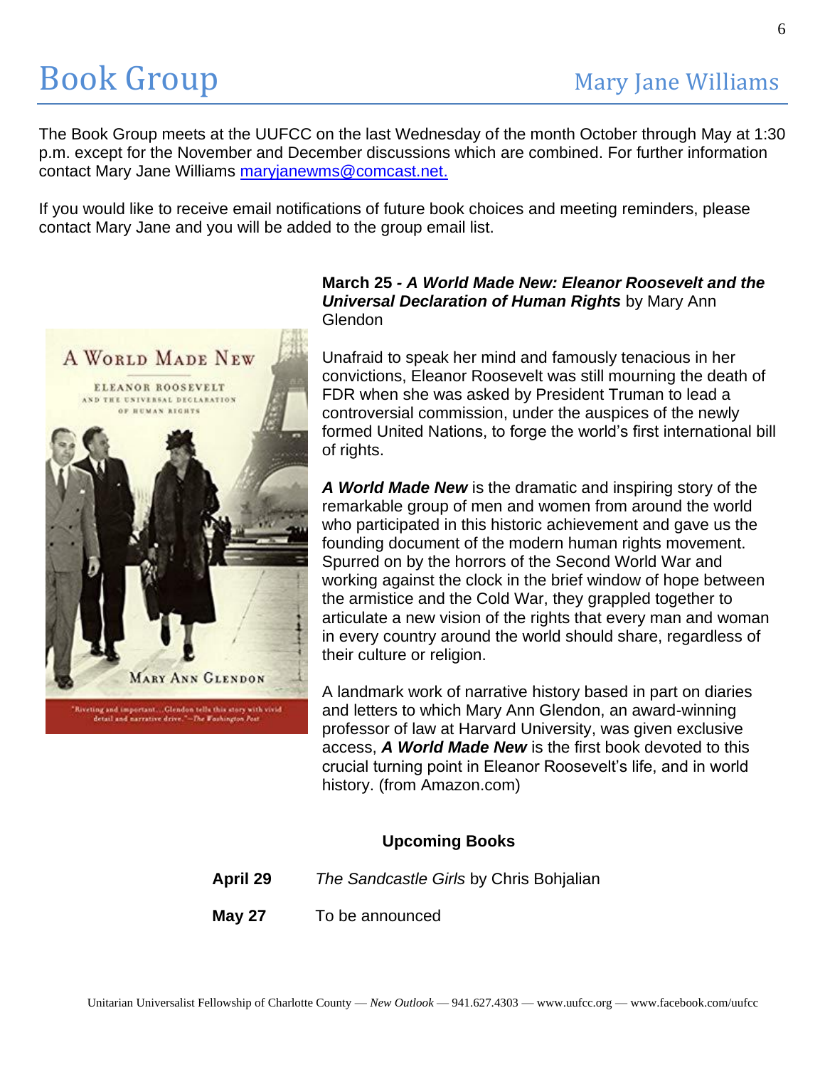# Book Group

Mary Jane Williams

The Book Group meets at the UUFCC on the last Wednesday of the month October through May at 1:30 p.m. except for the November and December discussions which are combined. For further information contact Mary Jane Williams [maryjanewms@comcast.net.](mailto:maryjanewms@comcast.net)

If you would like to receive email notifications of future book choices and meeting reminders, please contact Mary Jane and you will be added to the group email list.

**March 25 - *A World Made New: Eleanor Roosevelt and the Universal Declaration of Human Rights*** by Mary Ann Glendon

Unafraid to speak her mind and famously tenacious in her convictions, Eleanor Roosevelt was still mourning the death of FDR when she was asked by President Truman to lead a controversial commission, under the auspices of the newly formed United Nations, to forge the world's first international bill of rights.

***A World Made New*** is the dramatic and inspiring story of the remarkable group of men and women from around the world who participated in this historic achievement and gave us the founding document of the modern human rights movement. Spurred on by the horrors of the Second World War and working against the clock in the brief window of hope between the armistice and the Cold War, they grappled together to articulate a new vision of the rights that every man and woman in every country around the world should share, regardless of their culture or religion.

A landmark work of narrative history based in part on diaries and letters to which Mary Ann Glendon, an award-winning professor of law at Harvard University, was given exclusive access, ***A World Made New*** is the first book devoted to this crucial turning point in Eleanor Roosevelt's life, and in world history. (from Amazon.com)

**Upcoming Books**

**April 29** *The Sandcastle Girls* by Chris Bohjalian

**May 27** To be announced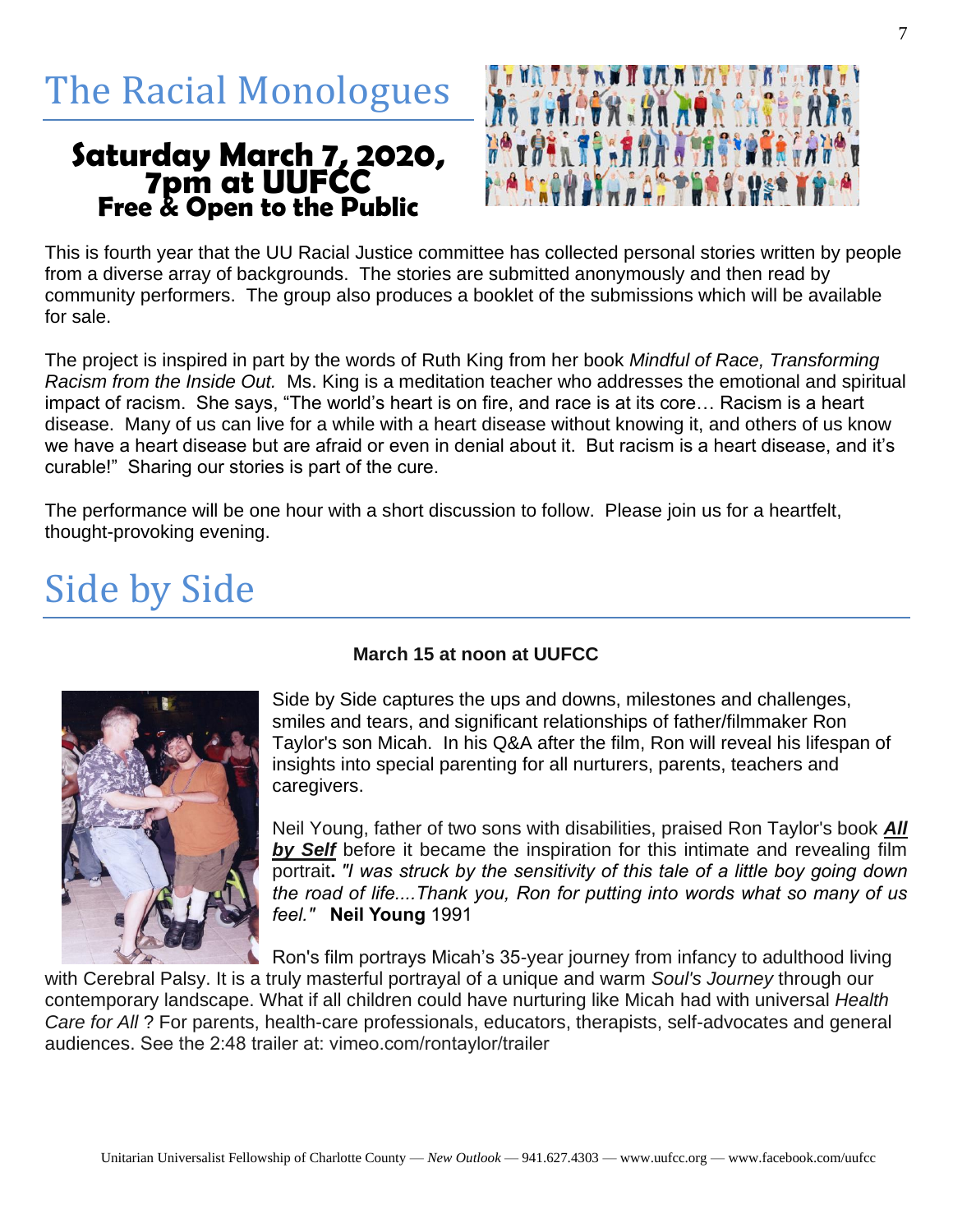# The Racial Monologues

## Saturday March 7, 2020, 7pm at UUFCC
### Free & Open to the Public

This is fourth year that the UU Racial Justice committee has collected personal stories written by people from a diverse array of backgrounds. The stories are submitted anonymously and then read by community performers. The group also produces a booklet of the submissions which will be available for sale.

The project is inspired in part by the words of Ruth King from her book *Mindful of Race, Transforming Racism from the Inside Out.* Ms. King is a meditation teacher who addresses the emotional and spiritual impact of racism. She says, "The world's heart is on fire, and race is at its core… Racism is a heart disease. Many of us can live for a while with a heart disease without knowing it, and others of us know we have a heart disease but are afraid or even in denial about it. But racism is a heart disease, and it's curable!" Sharing our stories is part of the cure.

The performance will be one hour with a short discussion to follow. Please join us for a heartfelt, thought-provoking evening.

# Side by Side

**March 15 at noon at UUFCC**

Side by Side captures the ups and downs, milestones and challenges, smiles and tears, and significant relationships of father/filmmaker Ron Taylor's son Micah. In his Q&A after the film, Ron will reveal his lifespan of insights into special parenting for all nurturers, parents, teachers and caregivers.

Neil Young, father of two sons with disabilities, praised Ron Taylor's book ***All by Self*** before it became the inspiration for this intimate and revealing film portrait**.** *"I was struck by the sensitivity of this tale of a little boy going down the road of life....Thank you, Ron for putting into words what so many of us feel."* **Neil Young** 1991

Ron's film portrays Micah's 35-year journey from infancy to adulthood living with Cerebral Palsy. It is a truly masterful portrayal of a unique and warm *Soul's Journey* through our contemporary landscape. What if all children could have nurturing like Micah had with universal *Health Care for All* ? For parents, health-care professionals, educators, therapists, self-advocates and general audiences. See the 2:48 trailer at: vimeo.com/rontaylor/trailer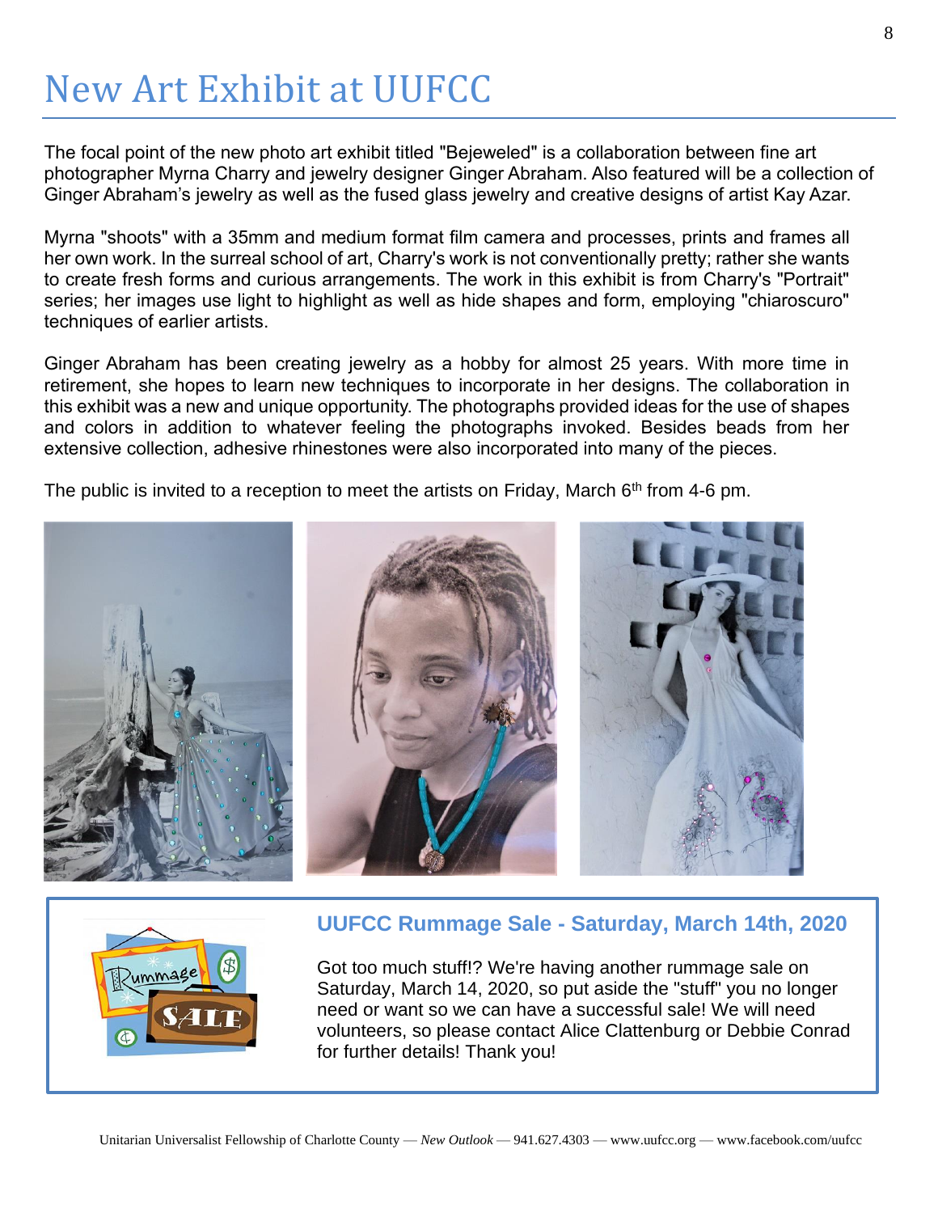# New Art Exhibit at UUFCC

The focal point of the new photo art exhibit titled "Bejeweled" is a collaboration between fine art photographer Myrna Charry and jewelry designer Ginger Abraham. Also featured will be a collection of Ginger Abraham's jewelry as well as the fused glass jewelry and creative designs of artist Kay Azar.

Myrna "shoots" with a 35mm and medium format film camera and processes, prints and frames all her own work. In the surreal school of art, Charry's work is not conventionally pretty; rather she wants to create fresh forms and curious arrangements. The work in this exhibit is from Charry's "Portrait" series; her images use light to highlight as well as hide shapes and form, employing "chiaroscuro" techniques of earlier artists.

Ginger Abraham has been creating jewelry as a hobby for almost 25 years. With more time in retirement, she hopes to learn new techniques to incorporate in her designs. The collaboration in this exhibit was a new and unique opportunity. The photographs provided ideas for the use of shapes and colors in addition to whatever feeling the photographs invoked. Besides beads from her extensive collection, adhesive rhinestones were also incorporated into many of the pieces.

The public is invited to a reception to meet the artists on Friday, March 6th from 4-6 pm.

## UUFCC Rummage Sale - Saturday, March 14th, 2020

Got too much stuff!? We're having another rummage sale on Saturday, March 14, 2020, so put aside the "stuff" you no longer need or want so we can have a successful sale! We will need volunteers, so please contact Alice Clattenburg or Debbie Conrad for further details! Thank you!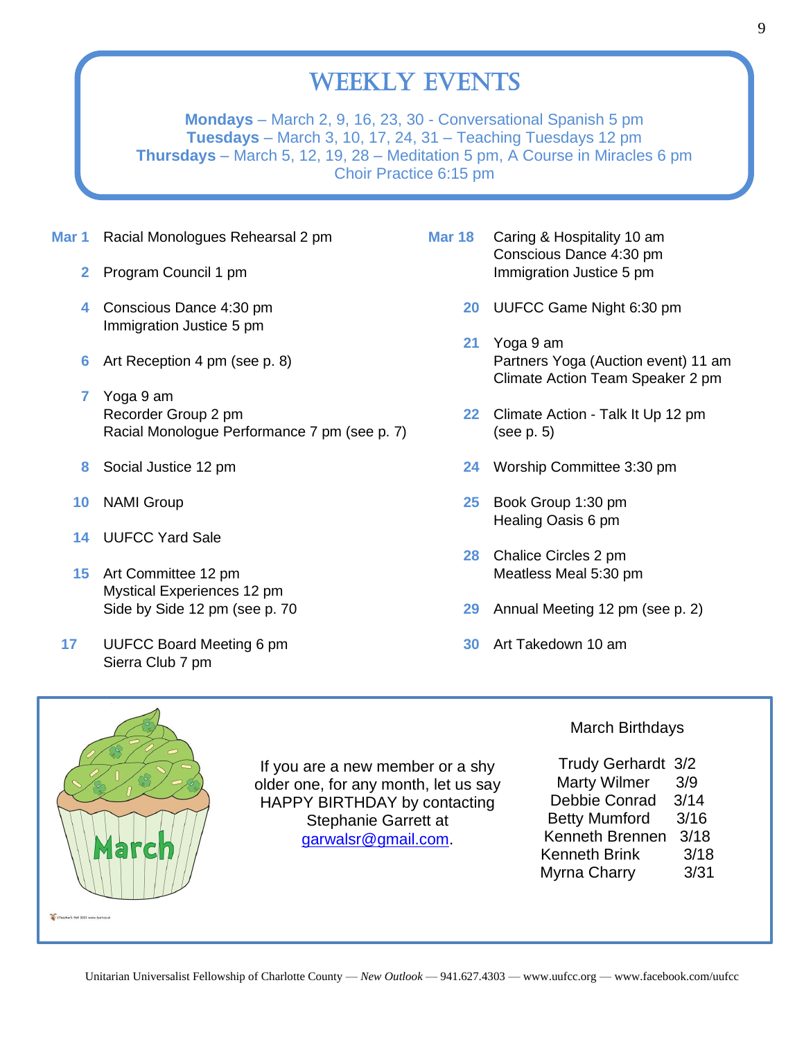## WEEKLY EVENTS

**Mondays** – March 2, 9, 16, 23, 30 - Conversational Spanish 5 pm
**Tuesdays** – March 3, 10, 17, 24, 31 – Teaching Tuesdays 12 pm
**Thursdays** – March 5, 12, 19, 28 – Meditation 5 pm, A Course in Miracles 6 pm
Choir Practice 6:15 pm

**Mar 1** Racial Monologues Rehearsal 2 pm

**2** Program Council 1 pm

**4** Conscious Dance 4:30 pm
Immigration Justice 5 pm

**6** Art Reception 4 pm (see p. 8)

**7** Yoga 9 am
Recorder Group 2 pm
Racial Monologue Performance 7 pm (see p. 7)

**8** Social Justice 12 pm

**10** NAMI Group

**14** UUFCC Yard Sale

**15** Art Committee 12 pm
Mystical Experiences 12 pm
Side by Side 12 pm (see p. 70

**17** UUFCC Board Meeting 6 pm
Sierra Club 7 pm

**Mar 18** Caring & Hospitality 10 am
Conscious Dance 4:30 pm
Immigration Justice 5 pm

**20** UUFCC Game Night 6:30 pm

**21** Yoga 9 am
Partners Yoga (Auction event) 11 am
Climate Action Team Speaker 2 pm

**22** Climate Action - Talk It Up 12 pm
(see p. 5)

**24** Worship Committee 3:30 pm

**25** Book Group 1:30 pm
Healing Oasis 6 pm

**28** Chalice Circles 2 pm
Meatless Meal 5:30 pm

**29** Annual Meeting 12 pm (see p. 2)

**30** Art Takedown 10 am

March

If you are a new member or a shy older one, for any month, let us say HAPPY BIRTHDAY by contacting Stephanie Garrett at [garwalsr@gmail.com](mailto:garwalsr@gmail.com).

March Birthdays

| | |
|---|---|
| Trudy Gerhardt | 3/2 |
| Marty Wilmer | 3/9 |
| Debbie Conrad | 3/14 |
| Betty Mumford | 3/16 |
| Kenneth Brennen | 3/18 |
| Kenneth Brink | 3/18 |
| Myrna Charry | 3/31 |